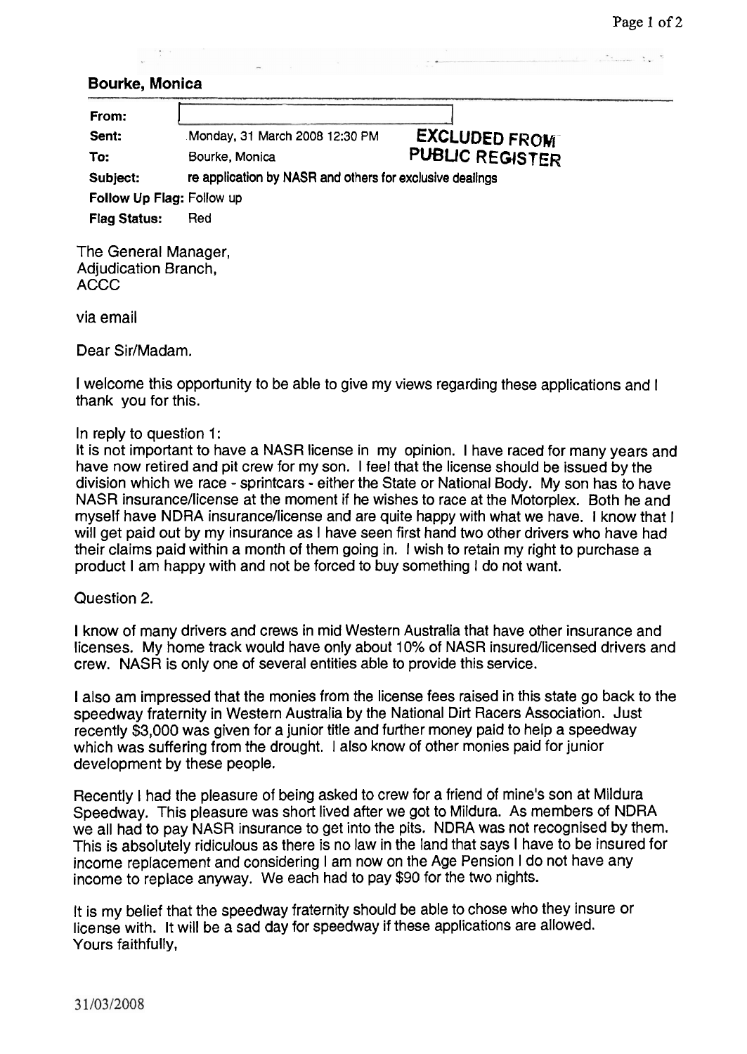**Bourke, Monica**

| | |
|---|---|
| **From:** | |
| **Sent:** | Monday, 31 March 2008 12:30 PM |
| **To:** | Bourke, Monica |
| **Subject:** | re application by NASR and others for exclusive dealings |
| **Follow Up Flag:** | Follow up |
| **Flag Status:** | Red |

**EXCLUDED FROM PUBLIC REGISTER**

The General Manager,
Adjudication Branch,
ACCC

via email

Dear Sir/Madam.

I welcome this opportunity to be able to give my views regarding these applications and I thank you for this.

In reply to question 1:
It is not important to have a NASR license in my opinion. I have raced for many years and have now retired and pit crew for my son. I feel that the license should be issued by the division which we race - sprintcars - either the State or National Body. My son has to have NASR insurance/license at the moment if he wishes to race at the Motorplex. Both he and myself have NDRA insurance/license and are quite happy with what we have. I know that I will get paid out by my insurance as I have seen first hand two other drivers who have had their claims paid within a month of them going in. I wish to retain my right to purchase a product I am happy with and not be forced to buy something I do not want.

Question 2.

I know of many drivers and crews in mid Western Australia that have other insurance and licenses. My home track would have only about 10% of NASR insured/licensed drivers and crew. NASR is only one of several entities able to provide this service.

I also am impressed that the monies from the license fees raised in this state go back to the speedway fraternity in Western Australia by the National Dirt Racers Association. Just recently $3,000 was given for a junior title and further money paid to help a speedway which was suffering from the drought. I also know of other monies paid for junior development by these people.

Recently I had the pleasure of being asked to crew for a friend of mine's son at Mildura Speedway. This pleasure was short lived after we got to Mildura. As members of NDRA we all had to pay NASR insurance to get into the pits. NDRA was not recognised by them. This is absolutely ridiculous as there is no law in the land that says I have to be insured for income replacement and considering I am now on the Age Pension I do not have any income to replace anyway. We each had to pay $90 for the two nights.

It is my belief that the speedway fraternity should be able to chose who they insure or license with. It will be a sad day for speedway if these applications are allowed.
Yours faithfully,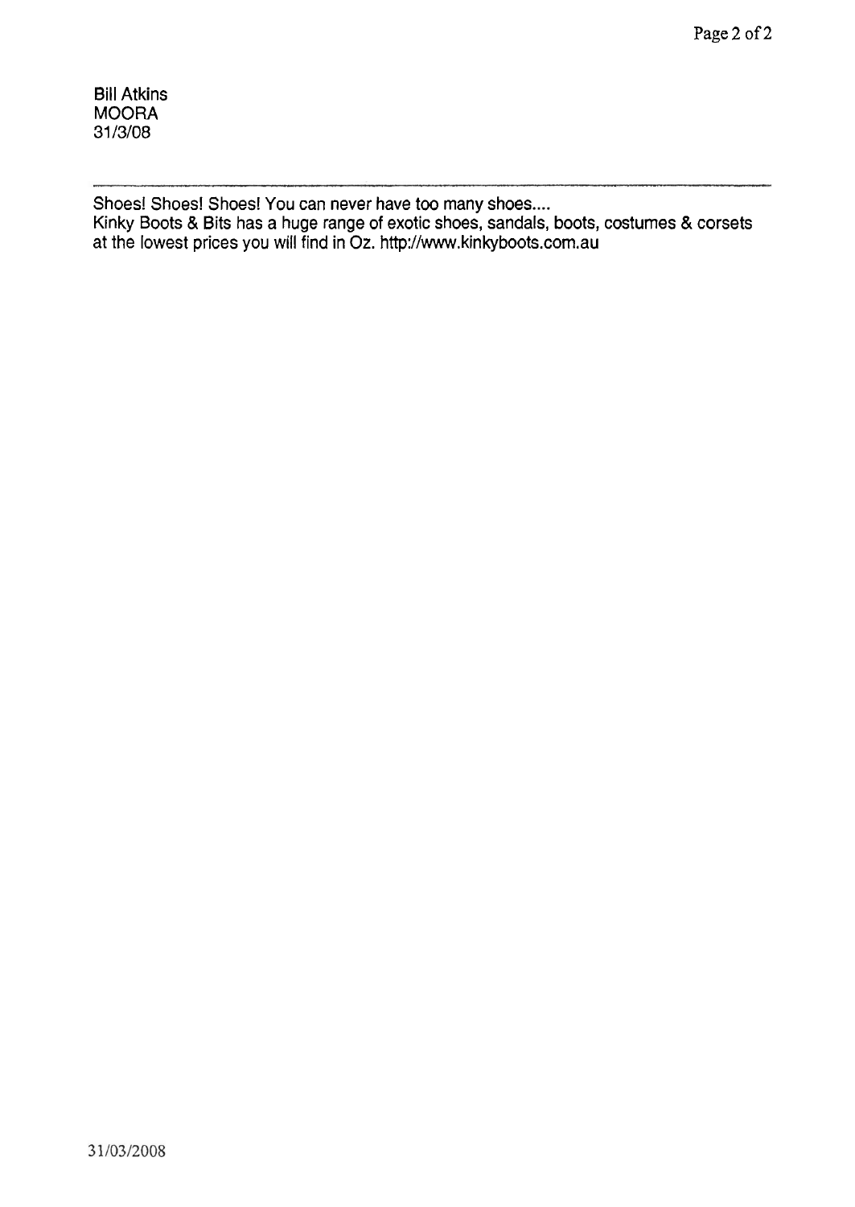Bill Atkins
MOORA
31/3/08

---

Shoes! Shoes! Shoes! You can never have too many shoes....
Kinky Boots & Bits has a huge range of exotic shoes, sandals, boots, costumes & corsets at the lowest prices you will find in Oz. http://www.kinkyboots.com.au